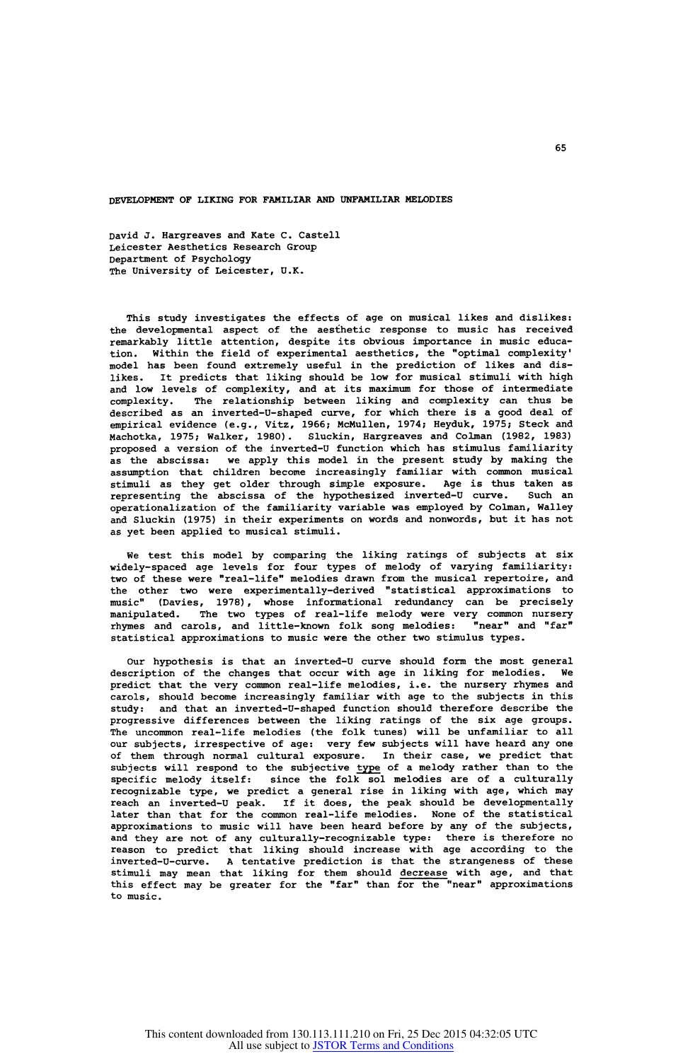# DEVELOPMENT OF LIKING FOR FAMILIAR AND UNFAMILIAR MELODIES

David J. Hargreaves and Kate C. Castell
Leicester Aesthetics Research Group
Department of Psychology
The University of Leicester, U.K.

This study investigates the effects of age on musical likes and dislikes: the developmental aspect of the aesthetic response to music has received remarkably little attention, despite its obvious importance in music education. Within the field of experimental aesthetics, the "optimal complexity' model has been found extremely useful in the prediction of likes and dislikes. It predicts that liking should be low for musical stimuli with high and low levels of complexity, and at its maximum for those of intermediate complexity. The relationship between liking and complexity can thus be described as an inverted-U-shaped curve, for which there is a good deal of empirical evidence (e.g., Vitz, 1966; McMullen, 1974; Heyduk, 1975; Steck and Machotka, 1975; Walker, 1980). Sluckin, Hargreaves and Colman (1982, 1983) proposed a version of the inverted-U function which has stimulus familiarity as the abscissa: we apply this model in the present study by making the assumption that children become increasingly familiar with common musical stimuli as they get older through simple exposure. Age is thus taken as representing the abscissa of the hypothesized inverted-U curve. Such an operationalization of the familiarity variable was employed by Colman, Walley and Sluckin (1975) in their experiments on words and nonwords, but it has not as yet been applied to musical stimuli.

We test this model by comparing the liking ratings of subjects at six widely-spaced age levels for four types of melody of varying familiarity: two of these were "real-life" melodies drawn from the musical repertoire, and the other two were experimentally-derived "statistical approximations to music" (Davies, 1978), whose informational redundancy can be precisely manipulated. The two types of real-life melody were very common nursery rhymes and carols, and little-known folk song melodies: "near" and "far" statistical approximations to music were the other two stimulus types.

Our hypothesis is that an inverted-U curve should form the most general description of the changes that occur with age in liking for melodies. We predict that the very common real-life melodies, i.e. the nursery rhymes and carols, should become increasingly familiar with age to the subjects in this study: and that an inverted-U-shaped function should therefore describe the progressive differences between the liking ratings of the six age groups. The uncommon real-life melodies (the folk tunes) will be unfamiliar to all our subjects, irrespective of age: very few subjects will have heard any one of them through normal cultural exposure. In their case, we predict that subjects will respond to the subjective type of a melody rather than to the specific melody itself: since the folk sol melodies are of a culturally recognizable type, we predict a general rise in liking with age, which may reach an inverted-U peak. If it does, the peak should be developmentally later than that for the common real-life melodies. None of the statistical approximations to music will have been heard before by any of the subjects, and they are not of any culturally-recognizable type: there is therefore no reason to predict that liking should increase with age according to the inverted-U-curve. A tentative prediction is that the strangeness of these stimuli may mean that liking for them should decrease with age, and that this effect may be greater for the "far" than for the "near" approximations to music.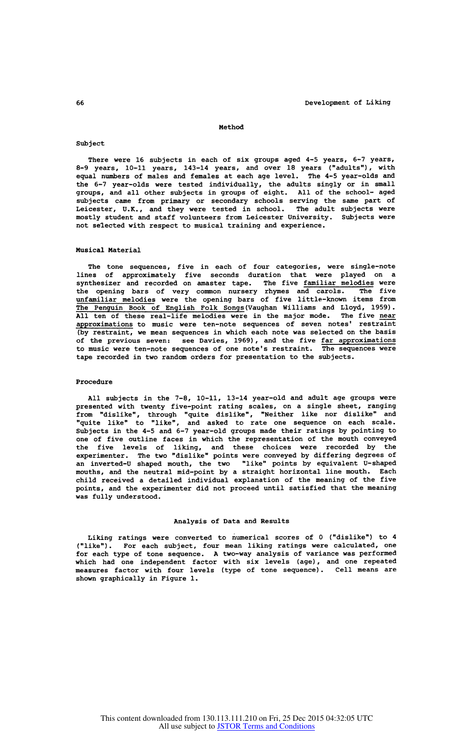## Method

### Subject

There were 16 subjects in each of six groups aged 4-5 years, 6-7 years, 8-9 years, 10-11 years, 143-14 years, and over 18 years ("adults"), with equal numbers of males and females at each age level. The 4-5 year-olds and the 6-7 year-olds were tested individually, the adults singly or in small groups, and all other subjects in groups of eight. All of the school- aged subjects came from primary or secondary schools serving the same part of Leicester, U.K., and they were tested in school. The adult subjects were mostly student and staff volunteers from Leicester University. Subjects were not selected with respect to musical training and experience.

### Musical Material

The tone sequences, five in each of four categories, were single-note lines of approximately five seconds duration that were played on a synthesizer and recorded on amaster tape. The five _familiar melodies_ were the opening bars of very common nursery rhymes and carols. The five _unfamiliar melodies_ were the opening bars of five little-known items from _The Penguin Book of English Folk Songs_ (Vaughan Williams and Lloyd, 1959). All ten of these real-life melodies were in the major mode. The five _near approximations_ to music were ten-note sequences of seven notes' restraint (by restraint, we mean sequences in which each note was selected on the basis of the previous seven: see Davies, 1969), and the five _far approximations_ to music were ten-note sequences of one note's restraint. The sequences were tape recorded in two random orders for presentation to the subjects.

### Procedure

All subjects in the 7-8, 10-11, 13-14 year-old and adult age groups were presented with twenty five-point rating scales, on a single sheet, ranging from "dislike", through "quite dislike", "Neither like nor dislike" and "quite like" to "like", and asked to rate one sequence on each scale. Subjects in the 4-5 and 6-7 year-old groups made their ratings by pointing to one of five outline faces in which the representation of the mouth conveyed the five levels of liking, and these choices were recorded by the experimenter. The two "dislike" points were conveyed by differing degrees of an inverted-U shaped mouth, the two "like" points by equivalent U-shaped mouths, and the neutral mid-point by a straight horizontal line mouth. Each child received a detailed individual explanation of the meaning of the five points, and the experimenter did not proceed until satisfied that the meaning was fully understood.

## Analysis of Data and Results

Liking ratings were converted to numerical scores of 0 ("dislike") to 4 ("like"). For each subject, four mean liking ratings were calculated, one for each type of tone sequence. A two-way analysis of variance was performed which had one independent factor with six levels (age), and one repeated measures factor with four levels (type of tone sequence). Cell means are shown graphically in Figure 1.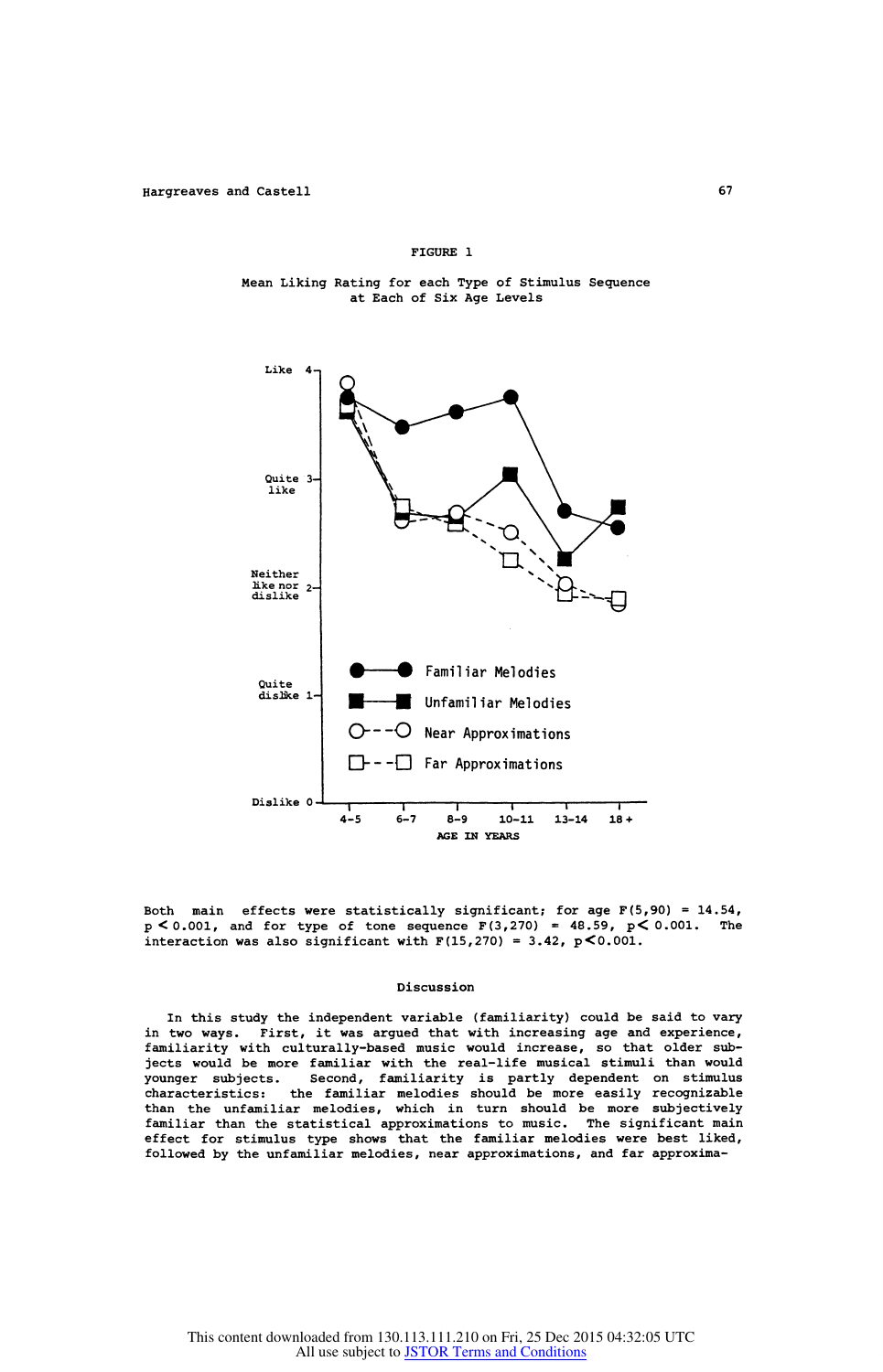FIGURE 1

Mean Liking Rating for each Type of Stimulus Sequence at Each of Six Age Levels

Both main effects were statistically significant; for age $F(5,90) = 14.54$, $p < 0.001$, and for type of tone sequence $F(3,270) = 48.59$, $p < 0.001$. The interaction was also significant with $F(15,270) = 3.42$, $p < 0.001$.

## Discussion

In this study the independent variable (familiarity) could be said to vary in two ways. First, it was argued that with increasing age and experience, familiarity with culturally-based music would increase, so that older subjects would be more familiar with the real-life musical stimuli than would younger subjects. Second, familiarity is partly dependent on stimulus characteristics: the familiar melodies should be more easily recognizable than the unfamiliar melodies, which in turn should be more subjectively familiar than the statistical approximations to music. The significant main effect for stimulus type shows that the familiar melodies were best liked, followed by the unfamiliar melodies, near approximations, and far approxima-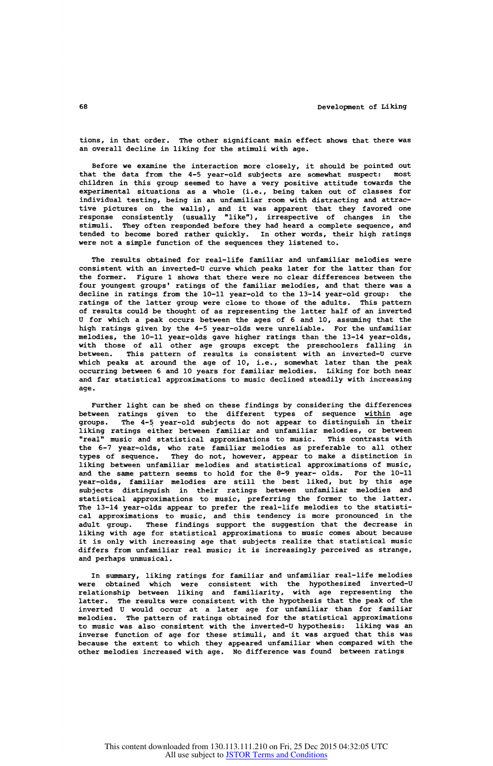tions, in that order. The other significant main effect shows that there was an overall decline in liking for the stimuli with age.

Before we examine the interaction more closely, it should be pointed out that the data from the 4-5 year-old subjects are somewhat suspect: most children in this group seemed to have a very positive attitude towards the experimental situations as a whole (i.e., being taken out of classes for individual testing, being in an unfamiliar room with distracting and attractive pictures on the walls), and it was apparent that they favored one response consistently (usually "like"), irrespective of changes in the stimuli. They often responded before they had heard a complete sequence, and tended to become bored rather quickly. In other words, their high ratings were not a simple function of the sequences they listened to.

The results obtained for real-life familiar and unfamiliar melodies were consistent with an inverted-U curve which peaks later for the latter than for the former. Figure 1 shows that there were no clear differences between the four youngest groups' ratings of the familiar melodies, and that there was a decline in ratings from the 10-11 year-old to the 13-14 year-old group: the ratings of the latter group were close to those of the adults. This pattern of results could be thought of as representing the latter half of an inverted U for which a peak occurs between the ages of 6 and 10, assuming that the high ratings given by the 4-5 year-olds were unreliable. For the unfamiliar melodies, the 10-11 year-olds gave higher ratings than the 13-14 year-olds, with those of all other age groups except the preschoolers falling in between. This pattern of results is consistent with an inverted-U curve which peaks at around the age of 10, i.e., somewhat later than the peak occurring between 6 and 10 years for familiar melodies. Liking for both near and far statistical approximations to music declined steadily with increasing age.

Further light can be shed on these findings by considering the differences between ratings given to the different types of sequence <u>within</u> age groups. The 4-5 year-old subjects do not appear to distinguish in their liking ratings either between familiar and unfamiliar melodies, or between "real" music and statistical approximations to music. This contrasts with the 6-7 year-olds, who rate familiar melodies as preferable to all other types of sequence. They do not, however, appear to make a distinction in liking between unfamiliar melodies and statistical approximations of music, and the same pattern seems to hold for the 8-9 year- olds. For the 10-11 year-olds, familiar melodies are still the best liked, but by this age subjects distinguish in their ratings between unfamiliar melodies and statistical approximations to music, preferring the former to the latter. The 13-14 year-olds appear to prefer the real-life melodies to the statistical approximations to music, and this tendency is more pronounced in the adult group. These findings support the suggestion that the decrease in liking with age for statistical approximations to music comes about because it is only with increasing age that subjects realize that statistical music differs from unfamiliar real music; it is increasingly perceived as strange, and perhaps unmusical.

In summary, liking ratings for familiar and unfamiliar real-life melodies were obtained which were consistent with the hypothesized inverted-U relationship between liking and familiarity, with age representing the latter. The results were consistent with the hypothesis that the peak of the inverted U would occur at a later age for unfamiliar than for familiar melodies. The pattern of ratings obtained for the statistical approximations to music was also consistent with the inverted-U hypothesis: liking was an inverse function of age for these stimuli, and it was argued that this was because the extent to which they appeared unfamiliar when compared with the other melodies increased with age. No difference was found between ratings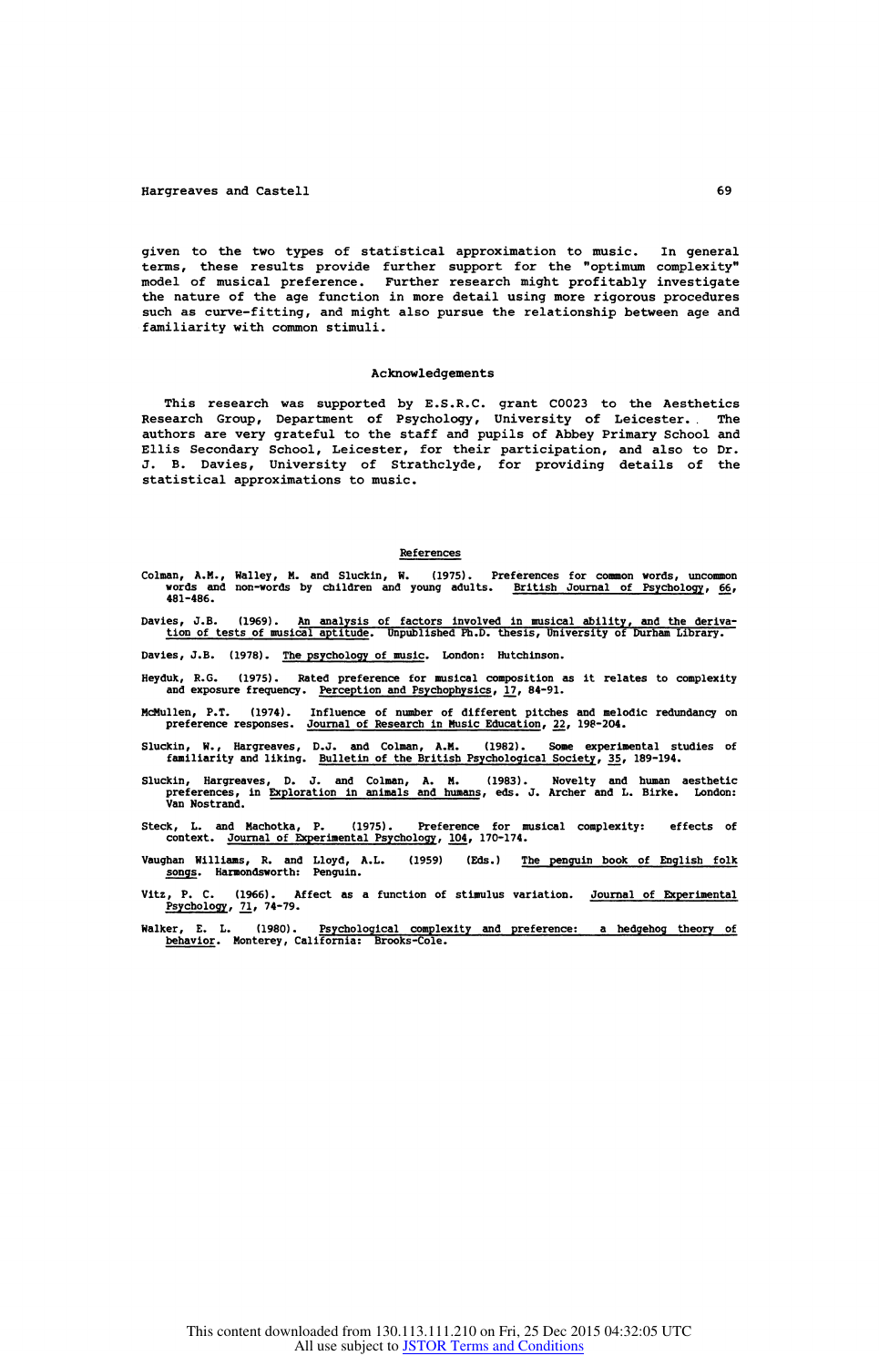given to the two types of statistical approximation to music. In general terms, these results provide further support for the "optimum complexity" model of musical preference. Further research might profitably investigate the nature of the age function in more detail using more rigorous procedures such as curve-fitting, and might also pursue the relationship between age and familiarity with common stimuli.

## Acknowledgements

This research was supported by E.S.R.C. grant C0023 to the Aesthetics Research Group, Department of Psychology, University of Leicester. The authors are very grateful to the staff and pupils of Abbey Primary School and Ellis Secondary School, Leicester, for their participation, and also to Dr. J. B. Davies, University of Strathclyde, for providing details of the statistical approximations to music.

## References

Colman, A.M., Walley, M. and Sluckin, W. (1975). Preferences for common words, uncommon words and non-words by children and young adults. British Journal of Psychology, 66, 481-486.

Davies, J.B. (1969). An analysis of factors involved in musical ability, and the derivation of tests of musical aptitude. Unpublished Ph.D. thesis, University of Durham Library.

Davies, J.B. (1978). The psychology of music. London: Hutchinson.

Heyduk, R.G. (1975). Rated preference for musical composition as it relates to complexity and exposure frequency. Perception and Psychophysics, 17, 84-91.

McMullen, P.T. (1974). Influence of number of different pitches and melodic redundancy on preference responses. Journal of Research in Music Education, 22, 198-204.

Sluckin, W., Hargreaves, D.J. and Colman, A.M. (1982). Some experimental studies of familiarity and liking. Bulletin of the British Psychological Society, 35, 189-194.

Sluckin, Hargreaves, D. J. and Colman, A. M. (1983). Novelty and human aesthetic preferences, in Exploration in animals and humans, eds. J. Archer and L. Birke. London: Van Nostrand.

Steck, L. and Machotka, P. (1975). Preference for musical complexity: effects of context. Journal of Experimental Psychology, 104, 170-174.

Vaughan Williams, R. and Lloyd, A.L. (1959) (Eds.) The penguin book of English folk songs. Harmondsworth: Penguin.

Vitz, P. C. (1966). Affect as a function of stimulus variation. Journal of Experimental Psychology, 71, 74-79.

Walker, E. L. (1980). Psychological complexity and preference: a hedgehog theory of behavior. Monterey, California: Brooks-Cole.